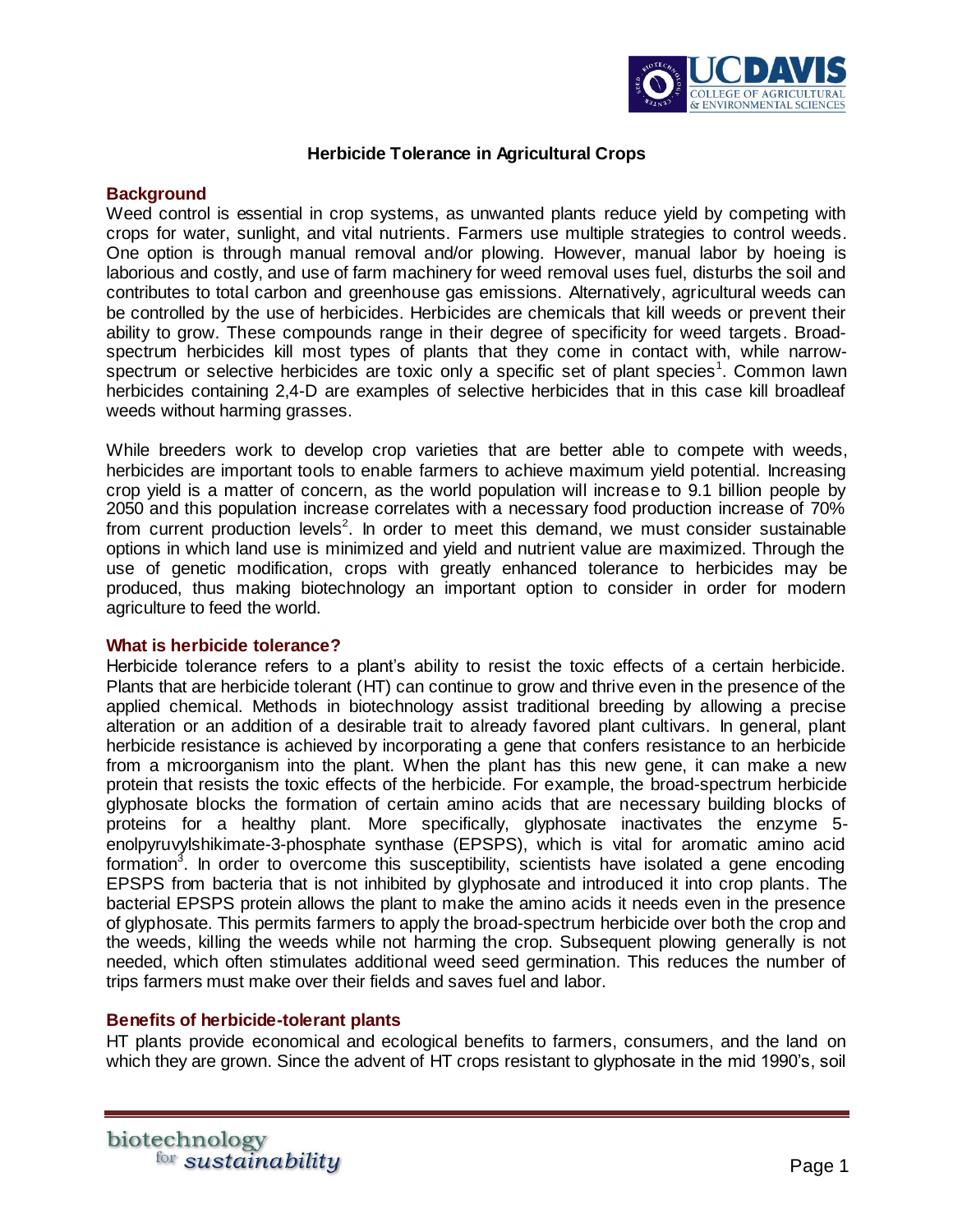# Herbicide Tolerance in Agricultural Crops

## Background

Weed control is essential in crop systems, as unwanted plants reduce yield by competing with crops for water, sunlight, and vital nutrients. Farmers use multiple strategies to control weeds. One option is through manual removal and/or plowing. However, manual labor by hoeing is laborious and costly, and use of farm machinery for weed removal uses fuel, disturbs the soil and contributes to total carbon and greenhouse gas emissions. Alternatively, agricultural weeds can be controlled by the use of herbicides. Herbicides are chemicals that kill weeds or prevent their ability to grow. These compounds range in their degree of specificity for weed targets. Broad-spectrum herbicides kill most types of plants that they come in contact with, while narrow-spectrum or selective herbicides are toxic only a specific set of plant species[1]. Common lawn herbicides containing 2,4-D are examples of selective herbicides that in this case kill broadleaf weeds without harming grasses.

While breeders work to develop crop varieties that are better able to compete with weeds, herbicides are important tools to enable farmers to achieve maximum yield potential. Increasing crop yield is a matter of concern, as the world population will increase to 9.1 billion people by 2050 and this population increase correlates with a necessary food production increase of 70% from current production levels[2]. In order to meet this demand, we must consider sustainable options in which land use is minimized and yield and nutrient value are maximized. Through the use of genetic modification, crops with greatly enhanced tolerance to herbicides may be produced, thus making biotechnology an important option to consider in order for modern agriculture to feed the world.

## What is herbicide tolerance?

Herbicide tolerance refers to a plant's ability to resist the toxic effects of a certain herbicide. Plants that are herbicide tolerant (HT) can continue to grow and thrive even in the presence of the applied chemical. Methods in biotechnology assist traditional breeding by allowing a precise alteration or an addition of a desirable trait to already favored plant cultivars. In general, plant herbicide resistance is achieved by incorporating a gene that confers resistance to an herbicide from a microorganism into the plant. When the plant has this new gene, it can make a new protein that resists the toxic effects of the herbicide. For example, the broad-spectrum herbicide glyphosate blocks the formation of certain amino acids that are necessary building blocks of proteins for a healthy plant. More specifically, glyphosate inactivates the enzyme 5-enolpyruvylshikimate-3-phosphate synthase (EPSPS), which is vital for aromatic amino acid formation[3]. In order to overcome this susceptibility, scientists have isolated a gene encoding EPSPS from bacteria that is not inhibited by glyphosate and introduced it into crop plants. The bacterial EPSPS protein allows the plant to make the amino acids it needs even in the presence of glyphosate. This permits farmers to apply the broad-spectrum herbicide over both the crop and the weeds, killing the weeds while not harming the crop. Subsequent plowing generally is not needed, which often stimulates additional weed seed germination. This reduces the number of trips farmers must make over their fields and saves fuel and labor.

## Benefits of herbicide-tolerant plants

HT plants provide economical and ecological benefits to farmers, consumers, and the land on which they are grown. Since the advent of HT crops resistant to glyphosate in the mid 1990's, soil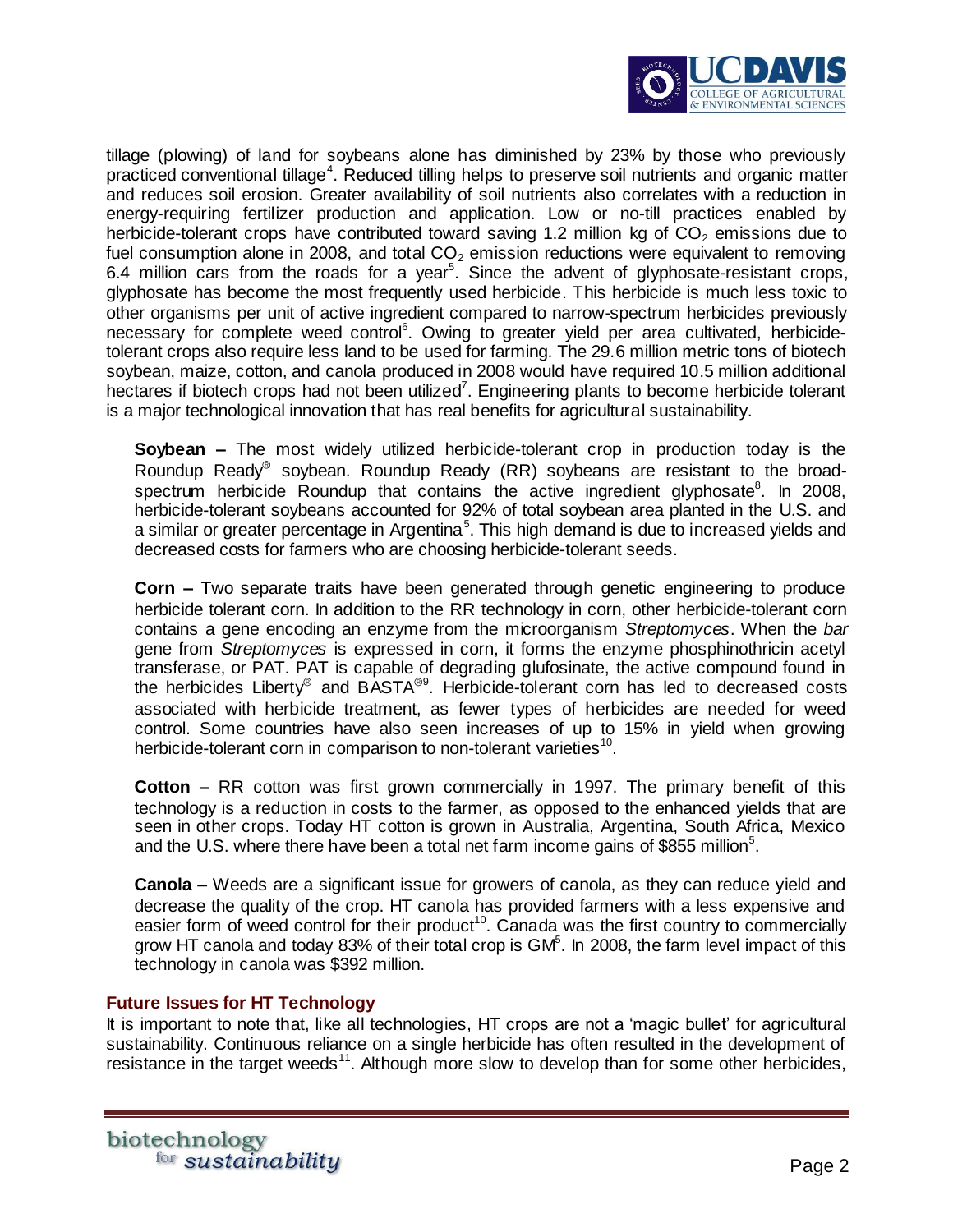tillage (plowing) of land for soybeans alone has diminished by 23% by those who previously practiced conventional tillage[4]. Reduced tilling helps to preserve soil nutrients and organic matter and reduces soil erosion. Greater availability of soil nutrients also correlates with a reduction in energy-requiring fertilizer production and application. Low or no-till practices enabled by herbicide-tolerant crops have contributed toward saving 1.2 million kg of $CO_2$ emissions due to fuel consumption alone in 2008, and total $CO_2$ emission reductions were equivalent to removing 6.4 million cars from the roads for a year[5]. Since the advent of glyphosate-resistant crops, glyphosate has become the most frequently used herbicide. This herbicide is much less toxic to other organisms per unit of active ingredient compared to narrow-spectrum herbicides previously necessary for complete weed control[6]. Owing to greater yield per area cultivated, herbicide-tolerant crops also require less land to be used for farming. The 29.6 million metric tons of biotech soybean, maize, cotton, and canola produced in 2008 would have required 10.5 million additional hectares if biotech crops had not been utilized[7]. Engineering plants to become herbicide tolerant is a major technological innovation that has real benefits for agricultural sustainability.

**Soybean –** The most widely utilized herbicide-tolerant crop in production today is the Roundup Ready® soybean. Roundup Ready (RR) soybeans are resistant to the broad-spectrum herbicide Roundup that contains the active ingredient glyphosate[8]. In 2008, herbicide-tolerant soybeans accounted for 92% of total soybean area planted in the U.S. and a similar or greater percentage in Argentina[5]. This high demand is due to increased yields and decreased costs for farmers who are choosing herbicide-tolerant seeds.

**Corn –** Two separate traits have been generated through genetic engineering to produce herbicide tolerant corn. In addition to the RR technology in corn, other herbicide-tolerant corn contains a gene encoding an enzyme from the microorganism *Streptomyces*. When the *bar* gene from *Streptomyces* is expressed in corn, it forms the enzyme phosphinothricin acetyl transferase, or PAT. PAT is capable of degrading glufosinate, the active compound found in the herbicides Liberty® and BASTA®[9]. Herbicide-tolerant corn has led to decreased costs associated with herbicide treatment, as fewer types of herbicides are needed for weed control. Some countries have also seen increases of up to 15% in yield when growing herbicide-tolerant corn in comparison to non-tolerant varieties[10].

**Cotton –** RR cotton was first grown commercially in 1997. The primary benefit of this technology is a reduction in costs to the farmer, as opposed to the enhanced yields that are seen in other crops. Today HT cotton is grown in Australia, Argentina, South Africa, Mexico and the U.S. where there have been a total net farm income gains of $855 million[5].

**Canola** – Weeds are a significant issue for growers of canola, as they can reduce yield and decrease the quality of the crop. HT canola has provided farmers with a less expensive and easier form of weed control for their product[10]. Canada was the first country to commercially grow HT canola and today 83% of their total crop is GM[5]. In 2008, the farm level impact of this technology in canola was $392 million.

### Future Issues for HT Technology

It is important to note that, like all technologies, HT crops are not a 'magic bullet' for agricultural sustainability. Continuous reliance on a single herbicide has often resulted in the development of resistance in the target weeds[11]. Although more slow to develop than for some other herbicides,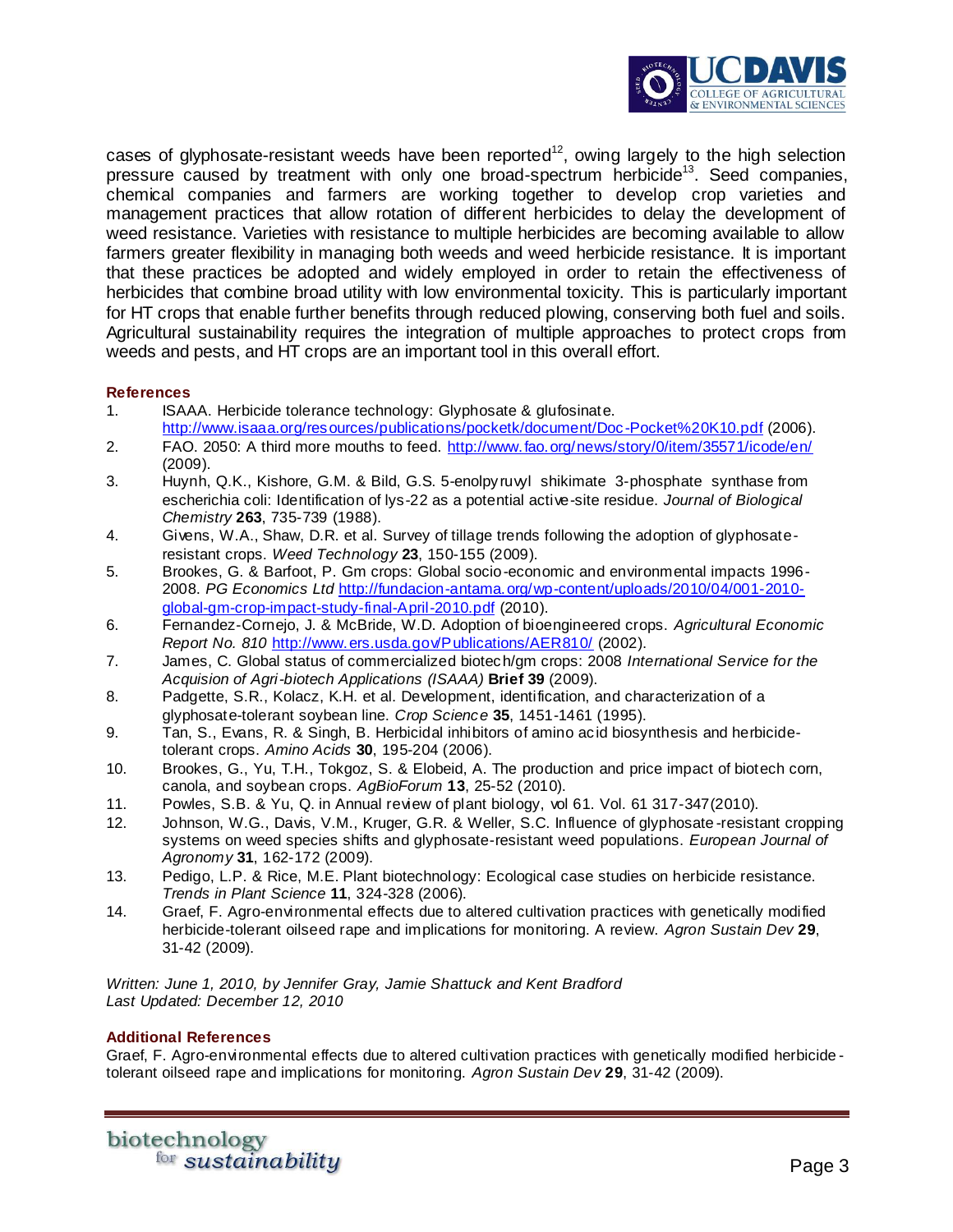cases of glyphosate-resistant weeds have been reported[12], owing largely to the high selection pressure caused by treatment with only one broad-spectrum herbicide[13]. Seed companies, chemical companies and farmers are working together to develop crop varieties and management practices that allow rotation of different herbicides to delay the development of weed resistance. Varieties with resistance to multiple herbicides are becoming available to allow farmers greater flexibility in managing both weeds and weed herbicide resistance. It is important that these practices be adopted and widely employed in order to retain the effectiveness of herbicides that combine broad utility with low environmental toxicity. This is particularly important for HT crops that enable further benefits through reduced plowing, conserving both fuel and soils. Agricultural sustainability requires the integration of multiple approaches to protect crops from weeds and pests, and HT crops are an important tool in this overall effort.

## References

1. ISAAA. Herbicide tolerance technology: Glyphosate & glufosinate. http://www.isaaa.org/resources/publications/pocketk/document/Doc-Pocket%20K10.pdf (2006).
2. FAO. 2050: A third more mouths to feed. http://www.fao.org/news/story/0/item/35571/icode/en/ (2009).
3. Huynh, Q.K., Kishore, G.M. & Bild, G.S. 5-enolpyruvyl shikimate 3-phosphate synthase from escherichia coli: Identification of lys-22 as a potential active-site residue. *Journal of Biological Chemistry* **263**, 735-739 (1988).
4. Givens, W.A., Shaw, D.R. et al. Survey of tillage trends following the adoption of glyphosate-resistant crops. *Weed Technology* **23**, 150-155 (2009).
5. Brookes, G. & Barfoot, P. Gm crops: Global socio-economic and environmental impacts 1996-2008. *PG Economics Ltd* http://fundacion-antama.org/wp-content/uploads/2010/04/001-2010-global-gm-crop-impact-study-final-April-2010.pdf (2010).
6. Fernandez-Cornejo, J. & McBride, W.D. Adoption of bioengineered crops. *Agricultural Economic Report No. 810* http://www.ers.usda.gov/Publications/AER810/ (2002).
7. James, C. Global status of commercialized biotech/gm crops: 2008 *International Service for the Acquision of Agri-biotech Applications (ISAAA)* **Brief 39** (2009).
8. Padgette, S.R., Kolacz, K.H. et al. Development, identification, and characterization of a glyphosate-tolerant soybean line. *Crop Science* **35**, 1451-1461 (1995).
9. Tan, S., Evans, R. & Singh, B. Herbicidal inhibitors of amino acid biosynthesis and herbicide-tolerant crops. *Amino Acids* **30**, 195-204 (2006).
10. Brookes, G., Yu, T.H., Tokgoz, S. & Elobeid, A. The production and price impact of biotech corn, canola, and soybean crops. *AgBioForum* **13**, 25-52 (2010).
11. Powles, S.B. & Yu, Q. in Annual review of plant biology, vol 61. Vol. 61 317-347(2010).
12. Johnson, W.G., Davis, V.M., Kruger, G.R. & Weller, S.C. Influence of glyphosate-resistant cropping systems on weed species shifts and glyphosate-resistant weed populations. *European Journal of Agronomy* **31**, 162-172 (2009).
13. Pedigo, L.P. & Rice, M.E. Plant biotechnology: Ecological case studies on herbicide resistance. *Trends in Plant Science* **11**, 324-328 (2006).
14. Graef, F. Agro-environmental effects due to altered cultivation practices with genetically modified herbicide-tolerant oilseed rape and implications for monitoring. A review. *Agron Sustain Dev* **29**, 31-42 (2009).

*Written: June 1, 2010, by Jennifer Gray, Jamie Shattuck and Kent Bradford*
*Last Updated: December 12, 2010*

## Additional References

Graef, F. Agro-environmental effects due to altered cultivation practices with genetically modified herbicide-tolerant oilseed rape and implications for monitoring. *Agron Sustain Dev* **29**, 31-42 (2009).